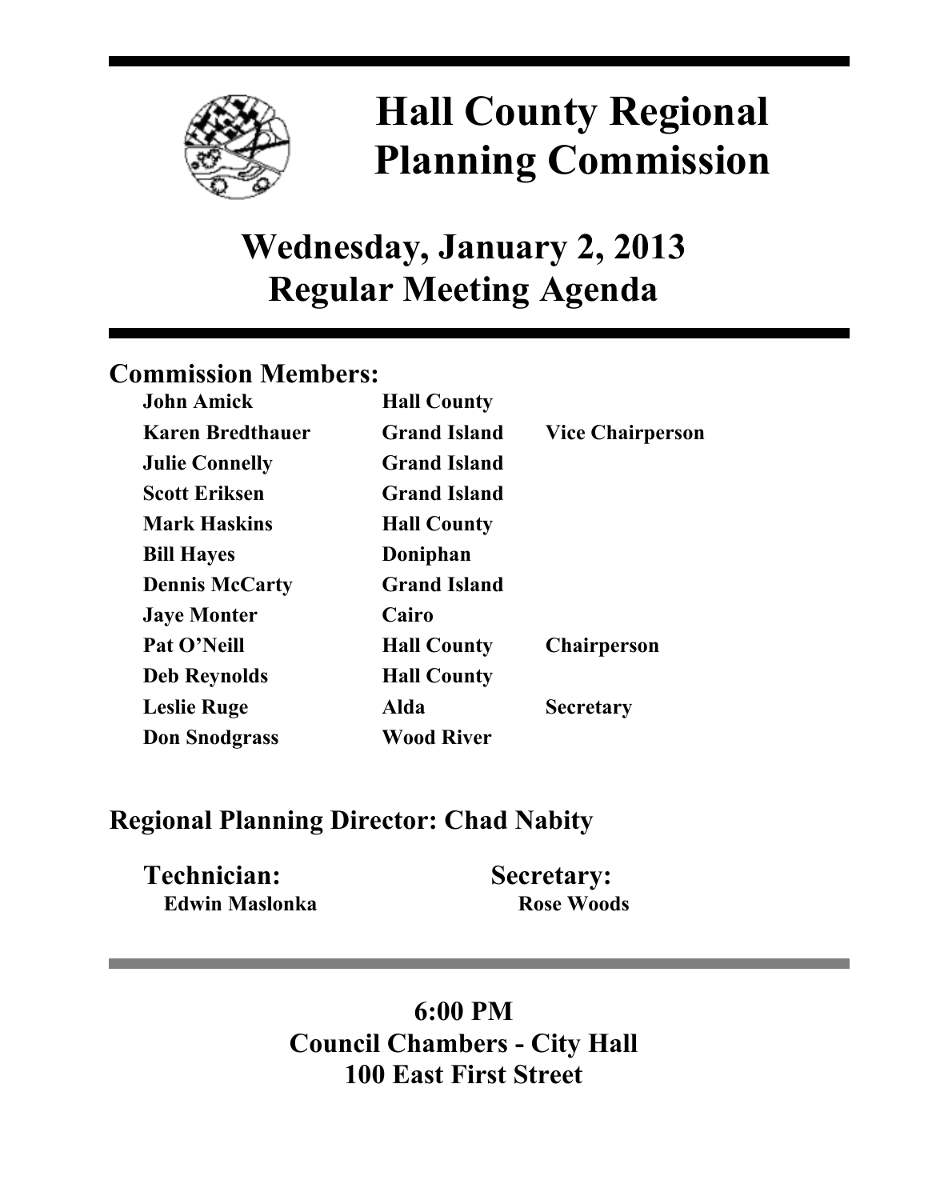# Hall County Regional Planning Commission

## Wednesday, January 2, 2013
## Regular Meeting Agenda

### Commission Members:

| | | |
|---|---|---|
| **John Amick** | **Hall County** | |
| **Karen Bredthauer** | **Grand Island** | **Vice Chairperson** |
| **Julie Connelly** | **Grand Island** | |
| **Scott Eriksen** | **Grand Island** | |
| **Mark Haskins** | **Hall County** | |
| **Bill Hayes** | **Doniphan** | |
| **Dennis McCarty** | **Grand Island** | |
| **Jaye Monter** | **Cairo** | |
| **Pat O'Neill** | **Hall County** | **Chairperson** |
| **Deb Reynolds** | **Hall County** | |
| **Leslie Ruge** | **Alda** | **Secretary** |
| **Don Snodgrass** | **Wood River** | |

### Regional Planning Director: Chad Nabity

**Technician:**
**Edwin Maslonka**

**Secretary:**
**Rose Woods**

**6:00 PM**
**Council Chambers - City Hall**
**100 East First Street**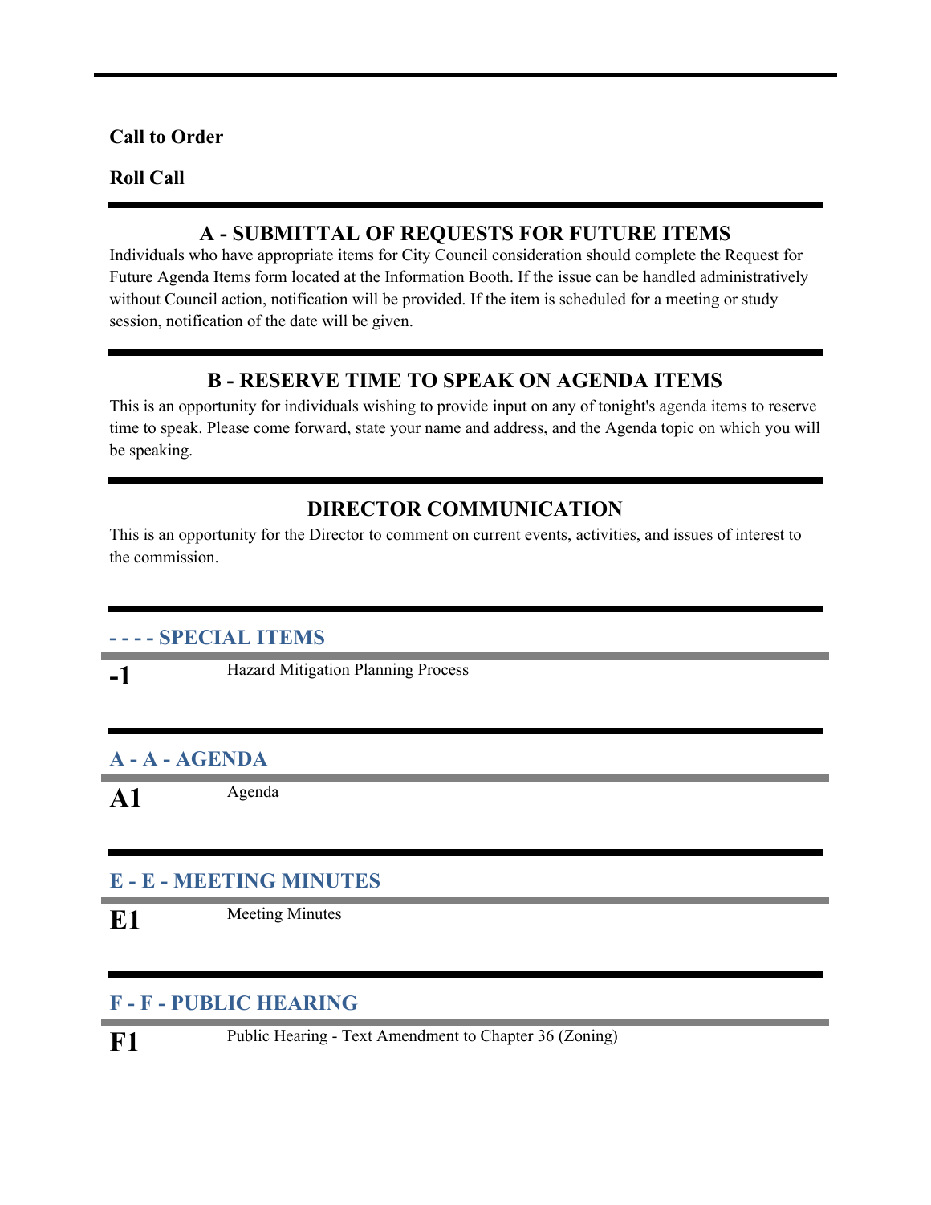**Call to Order**

**Roll Call**

---

## A - SUBMITTAL OF REQUESTS FOR FUTURE ITEMS

Individuals who have appropriate items for City Council consideration should complete the Request for Future Agenda Items form located at the Information Booth. If the issue can be handled administratively without Council action, notification will be provided. If the item is scheduled for a meeting or study session, notification of the date will be given.

---

## B - RESERVE TIME TO SPEAK ON AGENDA ITEMS

This is an opportunity for individuals wishing to provide input on any of tonight's agenda items to reserve time to speak. Please come forward, state your name and address, and the Agenda topic on which you will be speaking.

---

## DIRECTOR COMMUNICATION

This is an opportunity for the Director to comment on current events, activities, and issues of interest to the commission.

---

### - - - - SPECIAL ITEMS

**-1** Hazard Mitigation Planning Process

---

### A - A - AGENDA

**A1** Agenda

---

### E - E - MEETING MINUTES

**E1** Meeting Minutes

---

### F - F - PUBLIC HEARING

**F1** Public Hearing - Text Amendment to Chapter 36 (Zoning)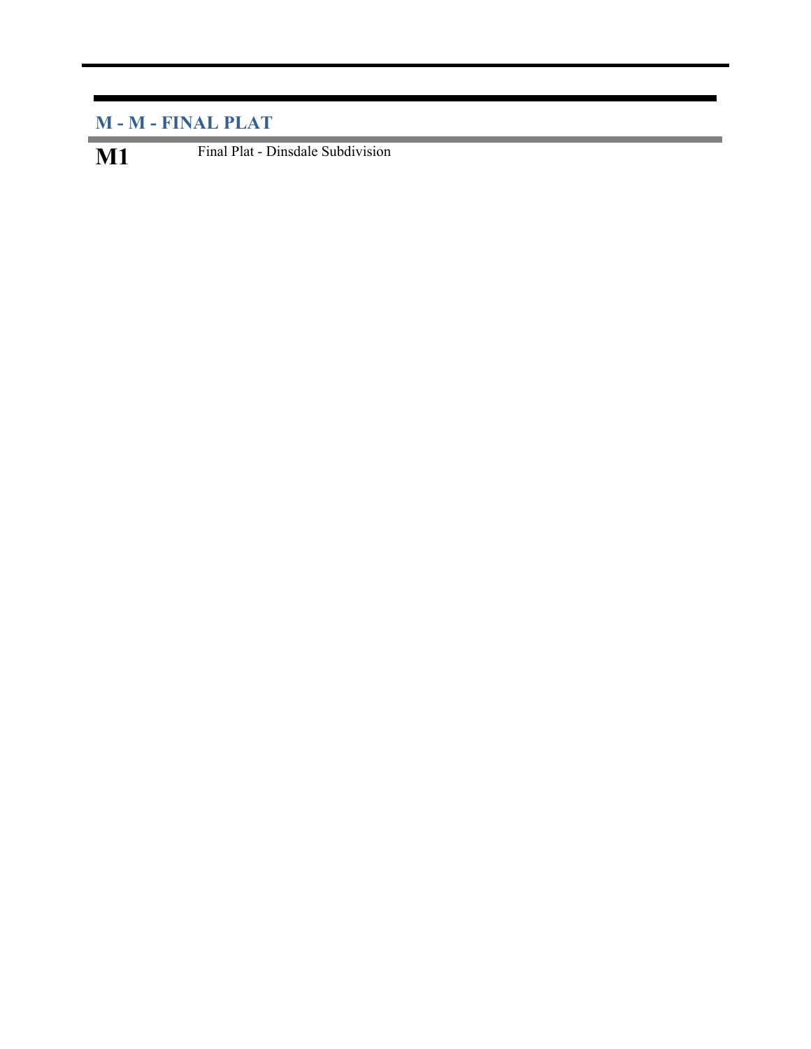## M - M - FINAL PLAT

**M1** Final Plat - Dinsdale Subdivision